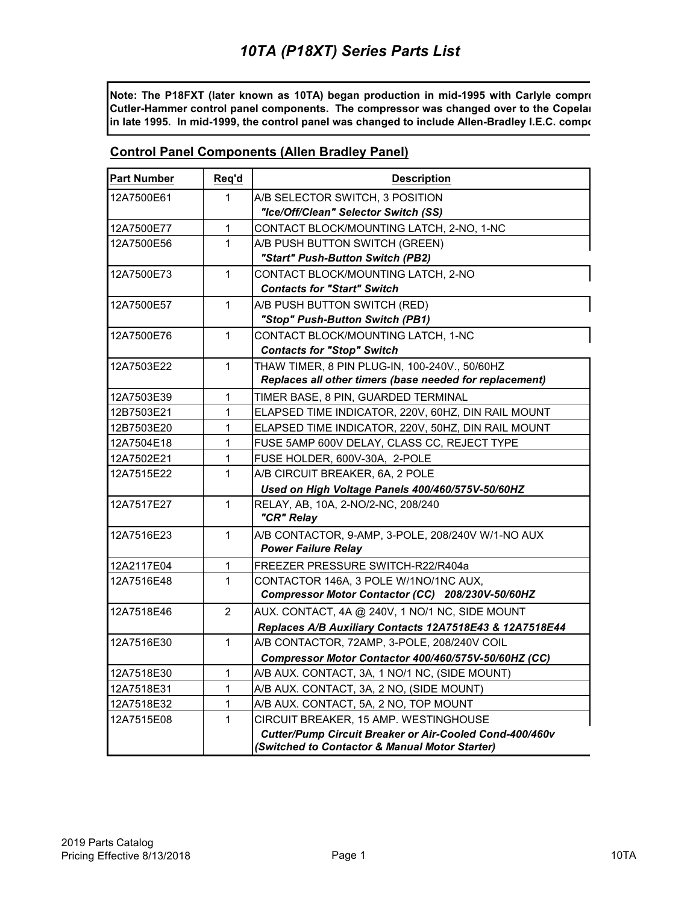# 10TA (P18XT) Series Parts List

**Note: The P18FXT (later known as 10TA) began production in mid-1995 with Carlyle compre Cutler-Hammer control panel components. The compressor was changed over to the Copelan in late 1995. In mid-1999, the control panel was changed to include Allen-Bradley I.E.C. compo**

## Control Panel Components (Allen Bradley Panel)

| Part Number | Req'd | Description |
|---|---|---|
| 12A7500E61 | 1 | A/B SELECTOR SWITCH, 3 POSITION<br>***"Ice/Off/Clean" Selector Switch (SS)*** |
| 12A7500E77 | 1 | CONTACT BLOCK/MOUNTING LATCH, 2-NO, 1-NC |
| 12A7500E56 | 1 | A/B PUSH BUTTON SWITCH (GREEN)<br>***"Start" Push-Button Switch (PB2)*** |
| 12A7500E73 | 1 | CONTACT BLOCK/MOUNTING LATCH, 2-NO<br>***Contacts for "Start" Switch*** |
| 12A7500E57 | 1 | A/B PUSH BUTTON SWITCH (RED)<br>***"Stop" Push-Button Switch (PB1)*** |
| 12A7500E76 | 1 | CONTACT BLOCK/MOUNTING LATCH, 1-NC<br>***Contacts for "Stop" Switch*** |
| 12A7503E22 | 1 | THAW TIMER, 8 PIN PLUG-IN, 100-240V., 50/60HZ<br>***Replaces all other timers (base needed for replacement)*** |
| 12A7503E39 | 1 | TIMER BASE, 8 PIN, GUARDED TERMINAL |
| 12B7503E21 | 1 | ELAPSED TIME INDICATOR, 220V, 60HZ, DIN RAIL MOUNT |
| 12B7503E20 | 1 | ELAPSED TIME INDICATOR, 220V, 50HZ, DIN RAIL MOUNT |
| 12A7504E18 | 1 | FUSE 5AMP 600V DELAY, CLASS CC, REJECT TYPE |
| 12A7502E21 | 1 | FUSE HOLDER, 600V-30A, 2-POLE |
| 12A7515E22 | 1 | A/B CIRCUIT BREAKER, 6A, 2 POLE<br>***Used on High Voltage Panels 400/460/575V-50/60HZ*** |
| 12A7517E27 | 1 | RELAY, AB, 10A, 2-NO/2-NC, 208/240<br>***"CR" Relay*** |
| 12A7516E23 | 1 | A/B CONTACTOR, 9-AMP, 3-POLE, 208/240V W/1-NO AUX<br>***Power Failure Relay*** |
| 12A2117E04 | 1 | FREEZER PRESSURE SWITCH-R22/R404a |
| 12A7516E48 | 1 | CONTACTOR 146A, 3 POLE W/1NO/1NC AUX,<br>***Compressor Motor Contactor (CC) 208/230V-50/60HZ*** |
| 12A7518E46 | 2 | AUX. CONTACT, 4A @ 240V, 1 NO/1 NC, SIDE MOUNT<br>***Replaces A/B Auxiliary Contacts 12A7518E43 & 12A7518E44*** |
| 12A7516E30 | 1 | A/B CONTACTOR, 72AMP, 3-POLE, 208/240V COIL<br>***Compressor Motor Contactor 400/460/575V-50/60HZ (CC)*** |
| 12A7518E30 | 1 | A/B AUX. CONTACT, 3A, 1 NO/1 NC, (SIDE MOUNT) |
| 12A7518E31 | 1 | A/B AUX. CONTACT, 3A, 2 NO, (SIDE MOUNT) |
| 12A7518E32 | 1 | A/B AUX. CONTACT, 5A, 2 NO, TOP MOUNT |
| 12A7515E08 | 1 | CIRCUIT BREAKER, 15 AMP. WESTINGHOUSE<br>***Cutter/Pump Circuit Breaker or Air-Cooled Cond-400/460v (Switched to Contactor & Manual Motor Starter)*** |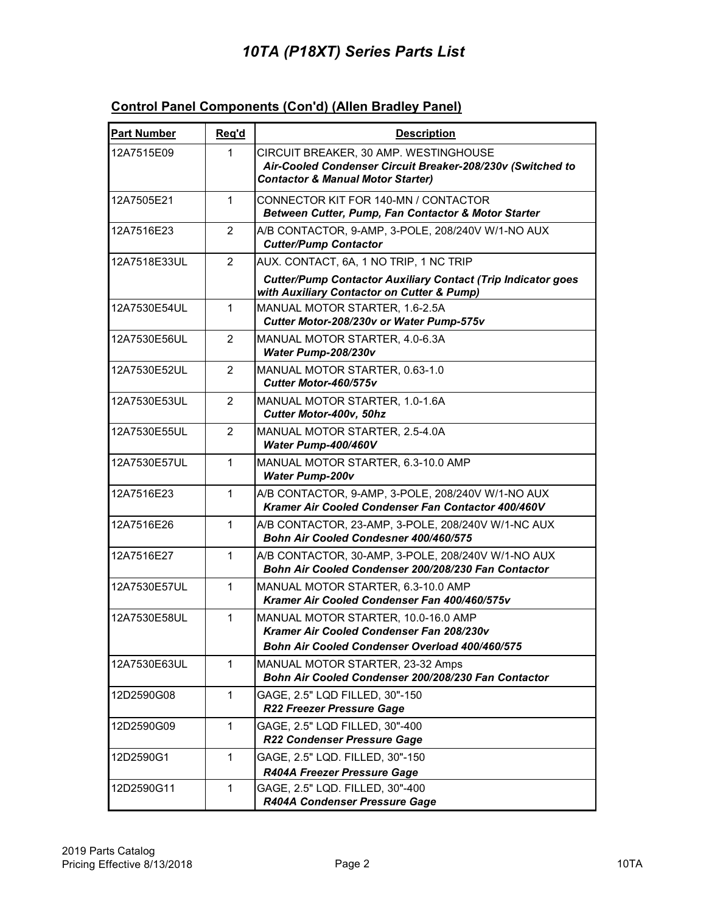# 10TA (P18XT) Series Parts List

## Control Panel Components (Con'd) (Allen Bradley Panel)

| Part Number | Req'd | Description |
|---|---|---|
| 12A7515E09 | 1 | CIRCUIT BREAKER, 30 AMP. WESTINGHOUSE<br>***Air-Cooled Condenser Circuit Breaker-208/230v (Switched to Contactor & Manual Motor Starter)*** |
| 12A7505E21 | 1 | CONNECTOR KIT FOR 140-MN / CONTACTOR<br>***Between Cutter, Pump, Fan Contactor & Motor Starter*** |
| 12A7516E23 | 2 | A/B CONTACTOR, 9-AMP, 3-POLE, 208/240V W/1-NO AUX<br>***Cutter/Pump Contactor*** |
| 12A7518E33UL | 2 | AUX. CONTACT, 6A, 1 NO TRIP, 1 NC TRIP<br>***Cutter/Pump Contactor Auxiliary Contact (Trip Indicator goes with Auxiliary Contactor on Cutter & Pump)*** |
| 12A7530E54UL | 1 | MANUAL MOTOR STARTER, 1.6-2.5A<br>***Cutter Motor-208/230v or Water Pump-575v*** |
| 12A7530E56UL | 2 | MANUAL MOTOR STARTER, 4.0-6.3A<br>***Water Pump-208/230v*** |
| 12A7530E52UL | 2 | MANUAL MOTOR STARTER, 0.63-1.0<br>***Cutter Motor-460/575v*** |
| 12A7530E53UL | 2 | MANUAL MOTOR STARTER, 1.0-1.6A<br>***Cutter Motor-400v, 50hz*** |
| 12A7530E55UL | 2 | MANUAL MOTOR STARTER, 2.5-4.0A<br>***Water Pump-400/460V*** |
| 12A7530E57UL | 1 | MANUAL MOTOR STARTER, 6.3-10.0 AMP<br>***Water Pump-200v*** |
| 12A7516E23 | 1 | A/B CONTACTOR, 9-AMP, 3-POLE, 208/240V W/1-NO AUX<br>***Kramer Air Cooled Condenser Fan Contactor 400/460V*** |
| 12A7516E26 | 1 | A/B CONTACTOR, 23-AMP, 3-POLE, 208/240V W/1-NC AUX<br>***Bohn Air Cooled Condesner 400/460/575*** |
| 12A7516E27 | 1 | A/B CONTACTOR, 30-AMP, 3-POLE, 208/240V W/1-NO AUX<br>***Bohn Air Cooled Condenser 200/208/230 Fan Contactor*** |
| 12A7530E57UL | 1 | MANUAL MOTOR STARTER, 6.3-10.0 AMP<br>***Kramer Air Cooled Condenser Fan 400/460/575v*** |
| 12A7530E58UL | 1 | MANUAL MOTOR STARTER, 10.0-16.0 AMP<br>***Kramer Air Cooled Condenser Fan 208/230v***<br>***Bohn Air Cooled Condenser Overload 400/460/575*** |
| 12A7530E63UL | 1 | MANUAL MOTOR STARTER, 23-32 Amps<br>***Bohn Air Cooled Condenser 200/208/230 Fan Contactor*** |
| 12D2590G08 | 1 | GAGE, 2.5" LQD FILLED, 30"-150<br>***R22 Freezer Pressure Gage*** |
| 12D2590G09 | 1 | GAGE, 2.5" LQD FILLED, 30"-400<br>***R22 Condenser Pressure Gage*** |
| 12D2590G1 | 1 | GAGE, 2.5" LQD. FILLED, 30"-150<br>***R404A Freezer Pressure Gage*** |
| 12D2590G11 | 1 | GAGE, 2.5" LQD. FILLED, 30"-400<br>***R404A Condenser Pressure Gage*** |

2019 Parts Catalog
Pricing Effective 8/13/2018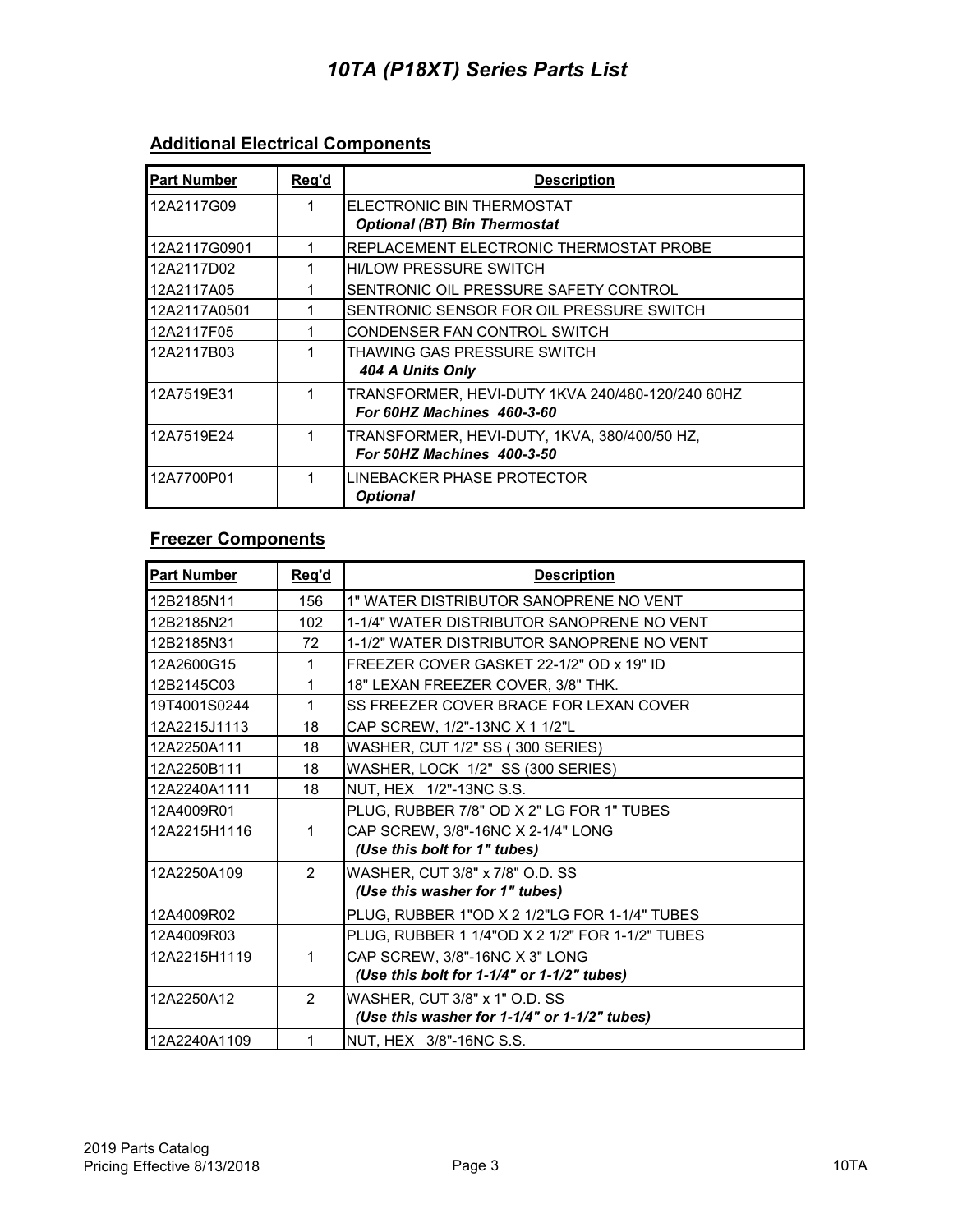# 10TA (P18XT) Series Parts List

## Additional Electrical Components

| Part Number | Req'd | Description |
|---|---|---|
| 12A2117G09 | 1 | ELECTRONIC BIN THERMOSTAT ***Optional (BT) Bin Thermostat*** |
| 12A2117G0901 | 1 | REPLACEMENT ELECTRONIC THERMOSTAT PROBE |
| 12A2117D02 | 1 | HI/LOW PRESSURE SWITCH |
| 12A2117A05 | 1 | SENTRONIC OIL PRESSURE SAFETY CONTROL |
| 12A2117A0501 | 1 | SENTRONIC SENSOR FOR OIL PRESSURE SWITCH |
| 12A2117F05 | 1 | CONDENSER FAN CONTROL SWITCH |
| 12A2117B03 | 1 | THAWING GAS PRESSURE SWITCH ***404 A Units Only*** |
| 12A7519E31 | 1 | TRANSFORMER, HEVI-DUTY 1KVA 240/480-120/240 60HZ ***For 60HZ Machines 460-3-60*** |
| 12A7519E24 | 1 | TRANSFORMER, HEVI-DUTY, 1KVA, 380/400/50 HZ, ***For 50HZ Machines 400-3-50*** |
| 12A7700P01 | 1 | LINEBACKER PHASE PROTECTOR ***Optional*** |

## Freezer Components

| Part Number | Req'd | Description |
|---|---|---|
| 12B2185N11 | 156 | 1" WATER DISTRIBUTOR SANOPRENE NO VENT |
| 12B2185N21 | 102 | 1-1/4" WATER DISTRIBUTOR SANOPRENE NO VENT |
| 12B2185N31 | 72 | 1-1/2" WATER DISTRIBUTOR SANOPRENE NO VENT |
| 12A2600G15 | 1 | FREEZER COVER GASKET 22-1/2" OD x 19" ID |
| 12B2145C03 | 1 | 18" LEXAN FREEZER COVER, 3/8" THK. |
| 19T4001S0244 | 1 | SS FREEZER COVER BRACE FOR LEXAN COVER |
| 12A2215J1113 | 18 | CAP SCREW, 1/2"-13NC X 1 1/2"L |
| 12A2250A111 | 18 | WASHER, CUT 1/2" SS ( 300 SERIES) |
| 12A2250B111 | 18 | WASHER, LOCK 1/2" SS (300 SERIES) |
| 12A2240A1111 | 18 | NUT, HEX 1/2"-13NC S.S. |
| 12A4009R01 | | PLUG, RUBBER 7/8" OD X 2" LG FOR 1" TUBES |
| 12A2215H1116 | 1 | CAP SCREW, 3/8"-16NC X 2-1/4" LONG ***(Use this bolt for 1" tubes)*** |
| 12A2250A109 | 2 | WASHER, CUT 3/8" x 7/8" O.D. SS ***(Use this washer for 1" tubes)*** |
| 12A4009R02 | | PLUG, RUBBER 1"OD X 2 1/2"LG FOR 1-1/4" TUBES |
| 12A4009R03 | | PLUG, RUBBER 1 1/4"OD X 2 1/2" FOR 1-1/2" TUBES |
| 12A2215H1119 | 1 | CAP SCREW, 3/8"-16NC X 3" LONG ***(Use this bolt for 1-1/4" or 1-1/2" tubes)*** |
| 12A2250A12 | 2 | WASHER, CUT 3/8" x 1" O.D. SS ***(Use this washer for 1-1/4" or 1-1/2" tubes)*** |
| 12A2240A1109 | 1 | NUT, HEX 3/8"-16NC S.S. |

2019 Parts Catalog
Pricing Effective 8/13/2018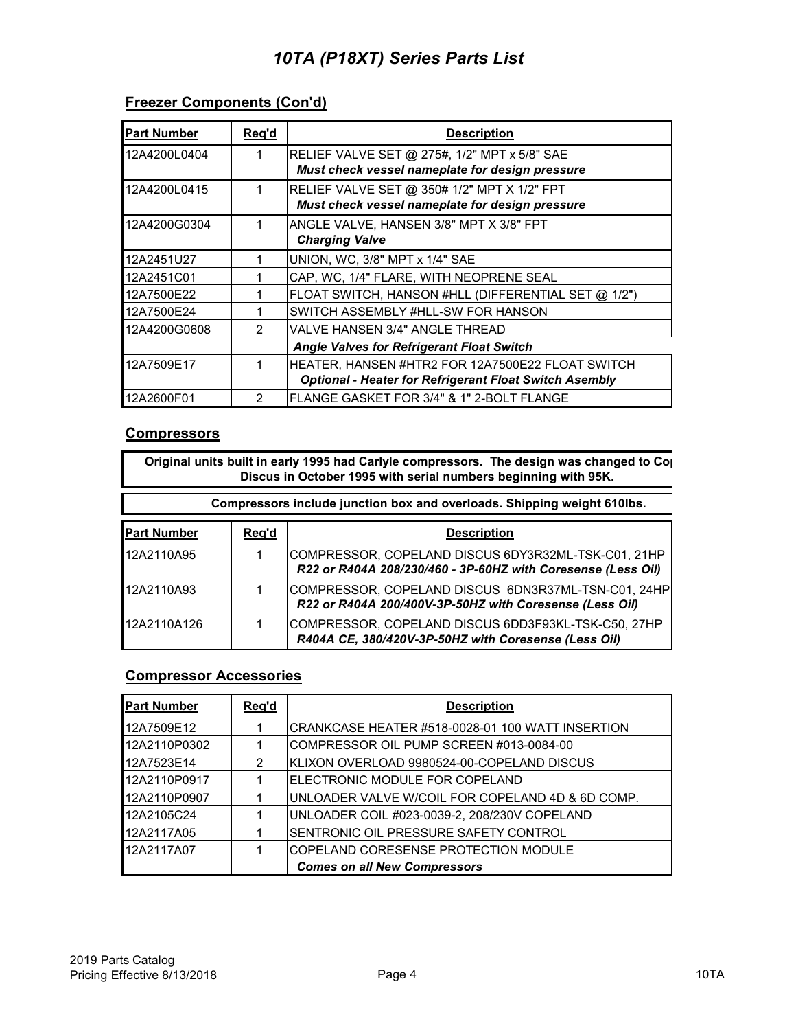# 10TA (P18XT) Series Parts List

## Freezer Components (Con'd)

| Part Number | Req'd | Description |
|---|---|---|
| 12A4200L0404 | 1 | RELIEF VALVE SET @ 275#, 1/2" MPT x 5/8" SAE<br>***Must check vessel nameplate for design pressure*** |
| 12A4200L0415 | 1 | RELIEF VALVE SET @ 350# 1/2" MPT X 1/2" FPT<br>***Must check vessel nameplate for design pressure*** |
| 12A4200G0304 | 1 | ANGLE VALVE, HANSEN 3/8" MPT X 3/8" FPT<br>***Charging Valve*** |
| 12A2451U27 | 1 | UNION, WC, 3/8" MPT x 1/4" SAE |
| 12A2451C01 | 1 | CAP, WC, 1/4" FLARE, WITH NEOPRENE SEAL |
| 12A7500E22 | 1 | FLOAT SWITCH, HANSON #HLL (DIFFERENTIAL SET @ 1/2") |
| 12A7500E24 | 1 | SWITCH ASSEMBLY #HLL-SW FOR HANSON |
| 12A4200G0608 | 2 | VALVE HANSEN 3/4" ANGLE THREAD<br>***Angle Valves for Refrigerant Float Switch*** |
| 12A7509E17 | 1 | HEATER, HANSEN #HTR2 FOR 12A7500E22 FLOAT SWITCH<br>***Optional - Heater for Refrigerant Float Switch Asembly*** |
| 12A2600F01 | 2 | FLANGE GASKET FOR 3/4" & 1" 2-BOLT FLANGE |

## Compressors

**Original units built in early 1995 had Carlyle compressors. The design was changed to Co Discus in October 1995 with serial numbers beginning with 95K.**

**Compressors include junction box and overloads. Shipping weight 610lbs.**

| Part Number | Req'd | Description |
|---|---|---|
| 12A2110A95 | 1 | COMPRESSOR, COPELAND DISCUS 6DY3R32ML-TSK-C01, 21HP<br>***R22 or R404A 208/230/460 - 3P-60HZ with Coresense (Less Oil)*** |
| 12A2110A93 | 1 | COMPRESSOR, COPELAND DISCUS 6DN3R37ML-TSN-C01, 24HP<br>***R22 or R404A 200/400V-3P-50HZ with Coresense (Less Oil)*** |
| 12A2110A126 | 1 | COMPRESSOR, COPELAND DISCUS 6DD3F93KL-TSK-C50, 27HP<br>***R404A CE, 380/420V-3P-50HZ with Coresense (Less Oil)*** |

## Compressor Accessories

| Part Number | Req'd | Description |
|---|---|---|
| 12A7509E12 | 1 | CRANKCASE HEATER #518-0028-01 100 WATT INSERTION |
| 12A2110P0302 | 1 | COMPRESSOR OIL PUMP SCREEN #013-0084-00 |
| 12A7523E14 | 2 | KLIXON OVERLOAD 9980524-00-COPELAND DISCUS |
| 12A2110P0917 | 1 | ELECTRONIC MODULE FOR COPELAND |
| 12A2110P0907 | 1 | UNLOADER VALVE W/COIL FOR COPELAND 4D & 6D COMP. |
| 12A2105C24 | 1 | UNLOADER COIL #023-0039-2, 208/230V COPELAND |
| 12A2117A05 | 1 | SENTRONIC OIL PRESSURE SAFETY CONTROL |
| 12A2117A07 | 1 | COPELAND CORESENSE PROTECTION MODULE<br>***Comes on all New Compressors*** |

2019 Parts Catalog
Pricing Effective 8/13/2018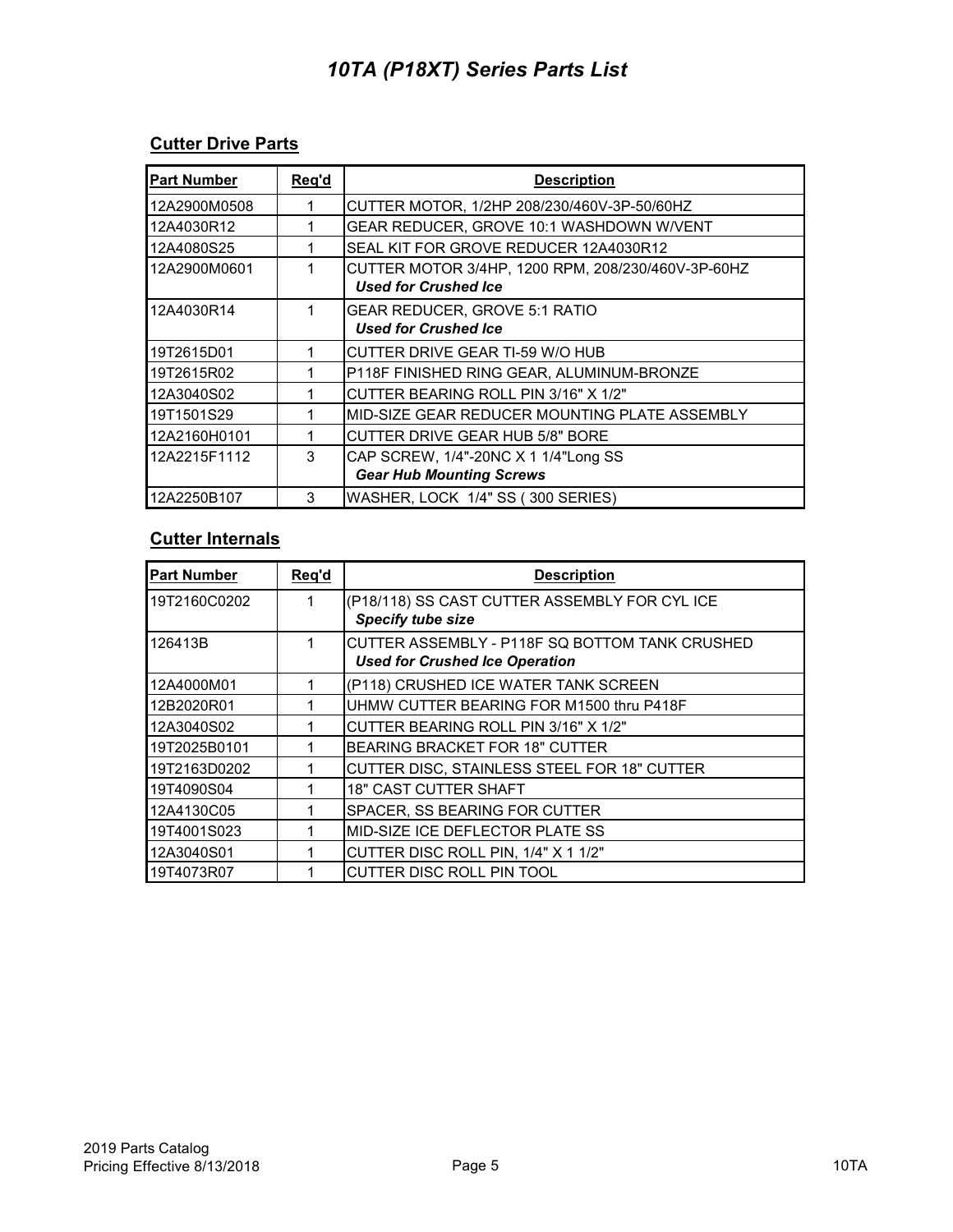# 10TA (P18XT) Series Parts List

## Cutter Drive Parts

| Part Number | Req'd | Description |
|---|---|---|
| 12A2900M0508 | 1 | CUTTER MOTOR, 1/2HP 208/230/460V-3P-50/60HZ |
| 12A4030R12 | 1 | GEAR REDUCER, GROVE 10:1 WASHDOWN W/VENT |
| 12A4080S25 | 1 | SEAL KIT FOR GROVE REDUCER 12A4030R12 |
| 12A2900M0601 | 1 | CUTTER MOTOR 3/4HP, 1200 RPM, 208/230/460V-3P-60HZ ***Used for Crushed Ice*** |
| 12A4030R14 | 1 | GEAR REDUCER, GROVE 5:1 RATIO ***Used for Crushed Ice*** |
| 19T2615D01 | 1 | CUTTER DRIVE GEAR TI-59 W/O HUB |
| 19T2615R02 | 1 | P118F FINISHED RING GEAR, ALUMINUM-BRONZE |
| 12A3040S02 | 1 | CUTTER BEARING ROLL PIN 3/16" X 1/2" |
| 19T1501S29 | 1 | MID-SIZE GEAR REDUCER MOUNTING PLATE ASSEMBLY |
| 12A2160H0101 | 1 | CUTTER DRIVE GEAR HUB 5/8" BORE |
| 12A2215F1112 | 3 | CAP SCREW, 1/4"-20NC X 1 1/4"Long SS ***Gear Hub Mounting Screws*** |
| 12A2250B107 | 3 | WASHER, LOCK 1/4" SS ( 300 SERIES) |

## Cutter Internals

| Part Number | Req'd | Description |
|---|---|---|
| 19T2160C0202 | 1 | (P18/118) SS CAST CUTTER ASSEMBLY FOR CYL ICE ***Specify tube size*** |
| 126413B | 1 | CUTTER ASSEMBLY - P118F SQ BOTTOM TANK CRUSHED ***Used for Crushed Ice Operation*** |
| 12A4000M01 | 1 | (P118) CRUSHED ICE WATER TANK SCREEN |
| 12B2020R01 | 1 | UHMW CUTTER BEARING FOR M1500 thru P418F |
| 12A3040S02 | 1 | CUTTER BEARING ROLL PIN 3/16" X 1/2" |
| 19T2025B0101 | 1 | BEARING BRACKET FOR 18" CUTTER |
| 19T2163D0202 | 1 | CUTTER DISC, STAINLESS STEEL FOR 18" CUTTER |
| 19T4090S04 | 1 | 18" CAST CUTTER SHAFT |
| 12A4130C05 | 1 | SPACER, SS BEARING FOR CUTTER |
| 19T4001S023 | 1 | MID-SIZE ICE DEFLECTOR PLATE SS |
| 12A3040S01 | 1 | CUTTER DISC ROLL PIN, 1/4" X 1 1/2" |
| 19T4073R07 | 1 | CUTTER DISC ROLL PIN TOOL |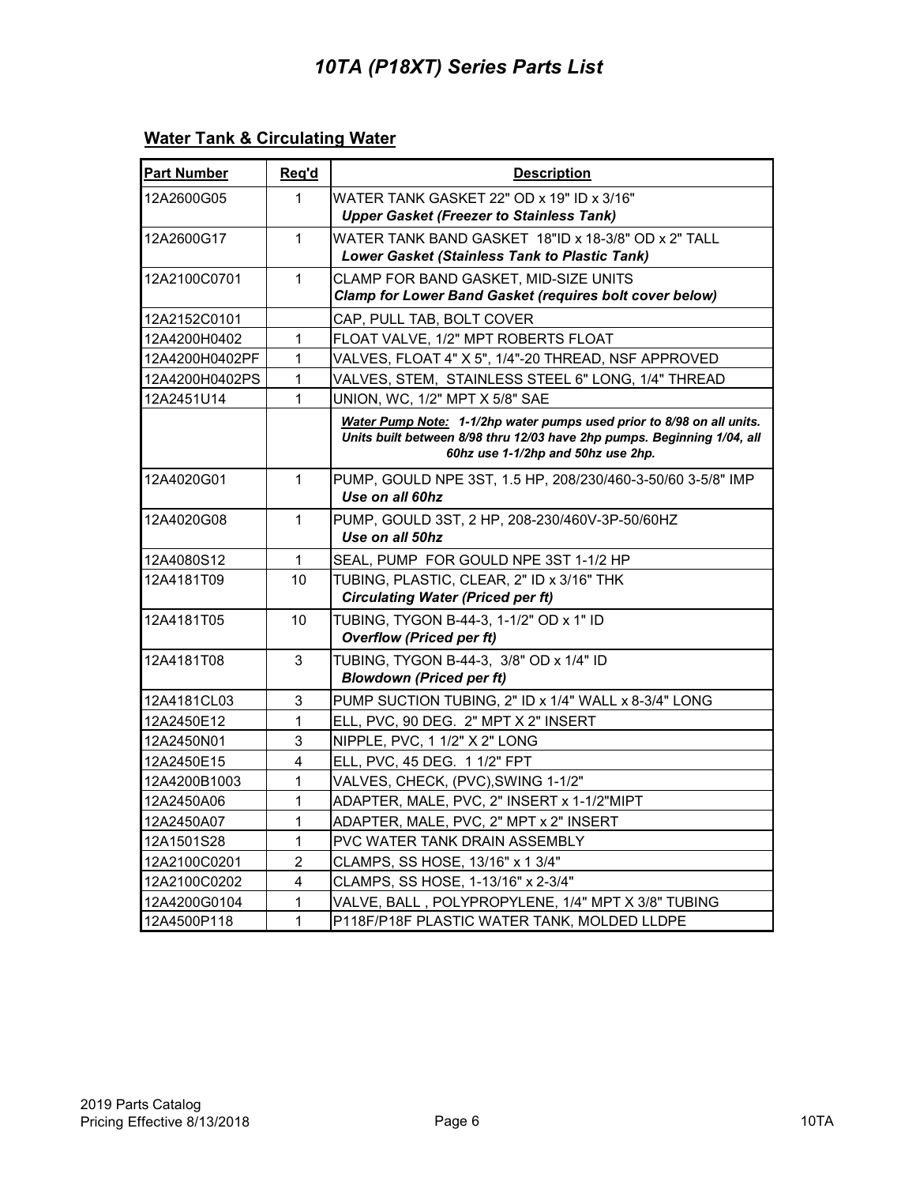# 10TA (P18XT) Series Parts List

## Water Tank & Circulating Water

| Part Number | Req'd | Description |
| --- | --- | --- |
| 12A2600G05 | 1 | WATER TANK GASKET 22" OD x 19" ID x 3/16" ***Upper Gasket (Freezer to Stainless Tank)*** |
| 12A2600G17 | 1 | WATER TANK BAND GASKET 18"ID x 18-3/8" OD x 2" TALL ***Lower Gasket (Stainless Tank to Plastic Tank)*** |
| 12A2100C0701 | 1 | CLAMP FOR BAND GASKET, MID-SIZE UNITS ***Clamp for Lower Band Gasket (requires bolt cover below)*** |
| 12A2152C0101 | | CAP, PULL TAB, BOLT COVER |
| 12A4200H0402 | 1 | FLOAT VALVE, 1/2" MPT ROBERTS FLOAT |
| 12A4200H0402PF | 1 | VALVES, FLOAT 4" X 5", 1/4"-20 THREAD, NSF APPROVED |
| 12A4200H0402PS | 1 | VALVES, STEM, STAINLESS STEEL 6" LONG, 1/4" THREAD |
| 12A2451U14 | 1 | UNION, WC, 1/2" MPT X 5/8" SAE |
| | | ***Water Pump Note:*** ***1-1/2hp water pumps used prior to 8/98 on all units. Units built between 8/98 thru 12/03 have 2hp pumps. Beginning 1/04, all 60hz use 1-1/2hp and 50hz use 2hp.*** |
| 12A4020G01 | 1 | PUMP, GOULD NPE 3ST, 1.5 HP, 208/230/460-3-50/60 3-5/8" IMP ***Use on all 60hz*** |
| 12A4020G08 | 1 | PUMP, GOULD 3ST, 2 HP, 208-230/460V-3P-50/60HZ ***Use on all 50hz*** |
| 12A4080S12 | 1 | SEAL, PUMP FOR GOULD NPE 3ST 1-1/2 HP |
| 12A4181T09 | 10 | TUBING, PLASTIC, CLEAR, 2" ID x 3/16" THK ***Circulating Water (Priced per ft)*** |
| 12A4181T05 | 10 | TUBING, TYGON B-44-3, 1-1/2" OD x 1" ID ***Overflow (Priced per ft)*** |
| 12A4181T08 | 3 | TUBING, TYGON B-44-3, 3/8" OD x 1/4" ID ***Blowdown (Priced per ft)*** |
| 12A4181CL03 | 3 | PUMP SUCTION TUBING, 2" ID x 1/4" WALL x 8-3/4" LONG |
| 12A2450E12 | 1 | ELL, PVC, 90 DEG. 2" MPT X 2" INSERT |
| 12A2450N01 | 3 | NIPPLE, PVC, 1 1/2" X 2" LONG |
| 12A2450E15 | 4 | ELL, PVC, 45 DEG. 1 1/2" FPT |
| 12A4200B1003 | 1 | VALVES, CHECK, (PVC),SWING 1-1/2" |
| 12A2450A06 | 1 | ADAPTER, MALE, PVC, 2" INSERT x 1-1/2"MIPT |
| 12A2450A07 | 1 | ADAPTER, MALE, PVC, 2" MPT x 2" INSERT |
| 12A1501S28 | 1 | PVC WATER TANK DRAIN ASSEMBLY |
| 12A2100C0201 | 2 | CLAMPS, SS HOSE, 13/16" x 1 3/4" |
| 12A2100C0202 | 4 | CLAMPS, SS HOSE, 1-13/16" x 2-3/4" |
| 12A4200G0104 | 1 | VALVE, BALL , POLYPROPYLENE, 1/4" MPT X 3/8" TUBING |
| 12A4500P118 | 1 | P118F/P18F PLASTIC WATER TANK, MOLDED LLDPE |

2019 Parts Catalog
Pricing Effective 8/13/2018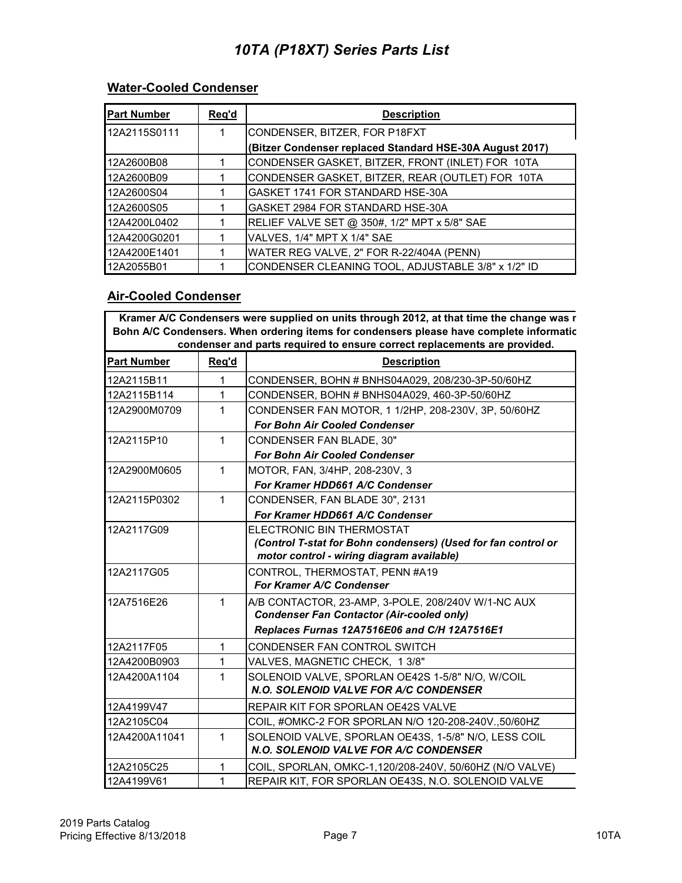# 10TA (P18XT) Series Parts List

## Water-Cooled Condenser

| Part Number | Req'd | Description |
|---|---|---|
| 12A2115S0111 | 1 | CONDENSER, BITZER, FOR P18FXT |
| | | **(Bitzer Condenser replaced Standard HSE-30A August 2017)** |
| 12A2600B08 | 1 | CONDENSER GASKET, BITZER, FRONT (INLET) FOR 10TA |
| 12A2600B09 | 1 | CONDENSER GASKET, BITZER, REAR (OUTLET) FOR 10TA |
| 12A2600S04 | 1 | GASKET 1741 FOR STANDARD HSE-30A |
| 12A2600S05 | 1 | GASKET 2984 FOR STANDARD HSE-30A |
| 12A4200L0402 | 1 | RELIEF VALVE SET @ 350#, 1/2" MPT x 5/8" SAE |
| 12A4200G0201 | 1 | VALVES, 1/4" MPT X 1/4" SAE |
| 12A4200E1401 | 1 | WATER REG VALVE, 2" FOR R-22/404A (PENN) |
| 12A2055B01 | 1 | CONDENSER CLEANING TOOL, ADJUSTABLE 3/8" x 1/2" ID |

## Air-Cooled Condenser

**Kramer A/C Condensers were supplied on units through 2012, at that time the change was r Bohn A/C Condensers. When ordering items for condensers please have complete informatic condenser and parts required to ensure correct replacements are provided.**

| Part Number | Req'd | Description |
|---|---|---|
| 12A2115B11 | 1 | CONDENSER, BOHN # BNHS04A029, 208/230-3P-50/60HZ |
| 12A2115B114 | 1 | CONDENSER, BOHN # BNHS04A029, 460-3P-50/60HZ |
| 12A2900M0709 | 1 | CONDENSER FAN MOTOR, 1 1/2HP, 208-230V, 3P, 50/60HZ *For Bohn Air Cooled Condenser* |
| 12A2115P10 | 1 | CONDENSER FAN BLADE, 30" *For Bohn Air Cooled Condenser* |
| 12A2900M0605 | 1 | MOTOR, FAN, 3/4HP, 208-230V, 3 *For Kramer HDD661 A/C Condenser* |
| 12A2115P0302 | 1 | CONDENSER, FAN BLADE 30", 2131 *For Kramer HDD661 A/C Condenser* |
| 12A2117G09 | | ELECTRONIC BIN THERMOSTAT *(Control T-stat for Bohn condensers) (Used for fan control or motor control - wiring diagram available)* |
| 12A2117G05 | | CONTROL, THERMOSTAT, PENN #A19 *For Kramer A/C Condenser* |
| 12A7516E26 | 1 | A/B CONTACTOR, 23-AMP, 3-POLE, 208/240V W/1-NC AUX ***Condenser Fan Contactor (Air-cooled only)*** ***Replaces Furnas 12A7516E06 and C/H 12A7516E1*** |
| 12A2117F05 | 1 | CONDENSER FAN CONTROL SWITCH |
| 12A4200B0903 | 1 | VALVES, MAGNETIC CHECK, 1 3/8" |
| 12A4200A1104 | 1 | SOLENOID VALVE, SPORLAN OE42S 1-5/8" N/O, W/COIL ***N.O. SOLENOID VALVE FOR A/C CONDENSER*** |
| 12A4199V47 | | REPAIR KIT FOR SPORLAN OE42S VALVE |
| 12A2105C04 | | COIL, #OMKC-2 FOR SPORLAN N/O 120-208-240V.,50/60HZ |
| 12A4200A11041 | 1 | SOLENOID VALVE, SPORLAN OE43S, 1-5/8" N/O, LESS COIL ***N.O. SOLENOID VALVE FOR A/C CONDENSER*** |
| 12A2105C25 | 1 | COIL, SPORLAN, OMKC-1,120/208-240V, 50/60HZ (N/O VALVE) |
| 12A4199V61 | 1 | REPAIR KIT, FOR SPORLAN OE43S, N.O. SOLENOID VALVE |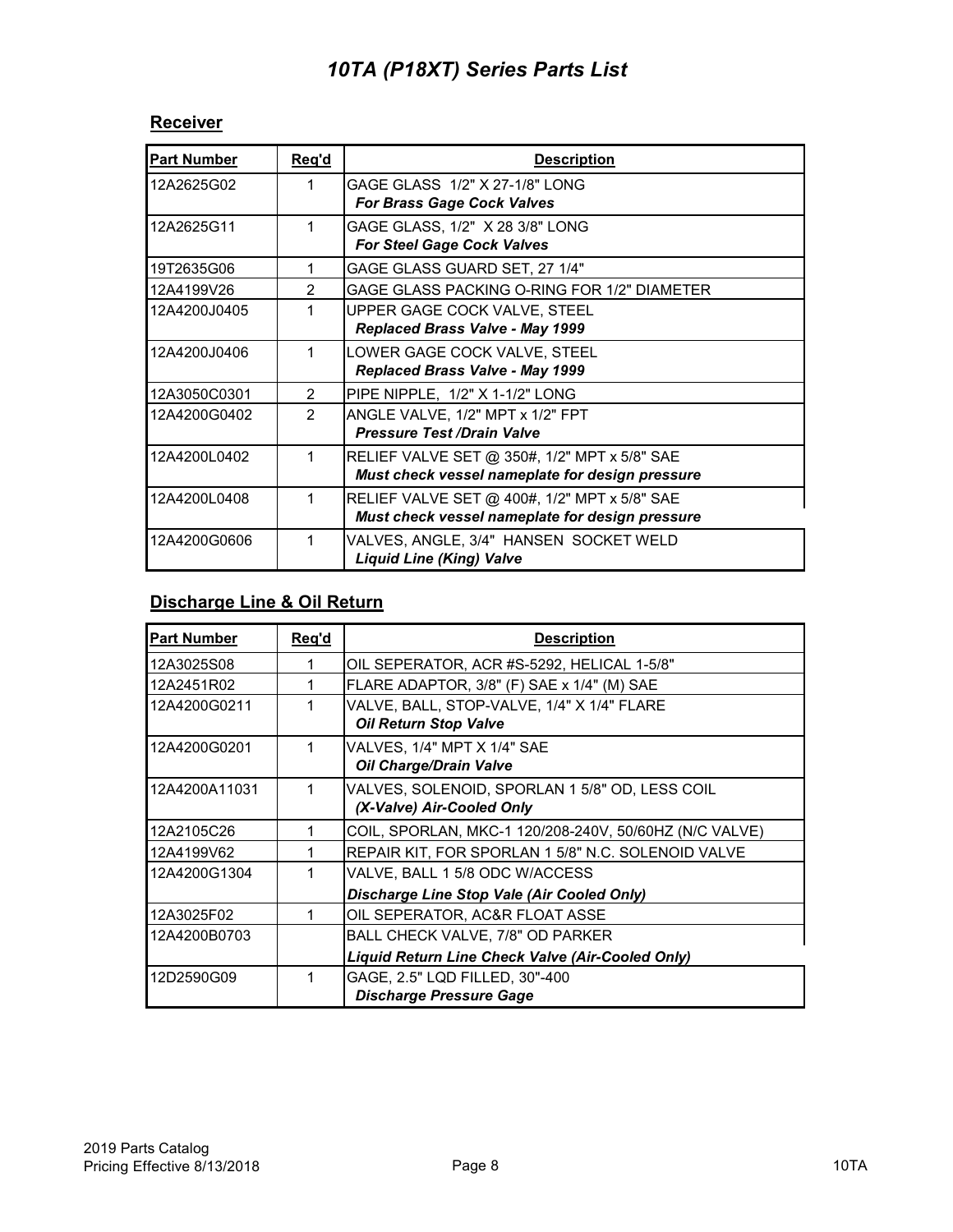# 10TA (P18XT) Series Parts List

## Receiver

| Part Number | Req'd | Description |
|---|---|---|
| 12A2625G02 | 1 | GAGE GLASS 1/2" X 27-1/8" LONG *For Brass Gage Cock Valves* |
| 12A2625G11 | 1 | GAGE GLASS, 1/2" X 28 3/8" LONG *For Steel Gage Cock Valves* |
| 19T2635G06 | 1 | GAGE GLASS GUARD SET, 27 1/4" |
| 12A4199V26 | 2 | GAGE GLASS PACKING O-RING FOR 1/2" DIAMETER |
| 12A4200J0405 | 1 | UPPER GAGE COCK VALVE, STEEL *Replaced Brass Valve - May 1999* |
| 12A4200J0406 | 1 | LOWER GAGE COCK VALVE, STEEL *Replaced Brass Valve - May 1999* |
| 12A3050C0301 | 2 | PIPE NIPPLE, 1/2" X 1-1/2" LONG |
| 12A4200G0402 | 2 | ANGLE VALVE, 1/2" MPT x 1/2" FPT *Pressure Test /Drain Valve* |
| 12A4200L0402 | 1 | RELIEF VALVE SET @ 350#, 1/2" MPT x 5/8" SAE *Must check vessel nameplate for design pressure* |
| 12A4200L0408 | 1 | RELIEF VALVE SET @ 400#, 1/2" MPT x 5/8" SAE *Must check vessel nameplate for design pressure* |
| 12A4200G0606 | 1 | VALVES, ANGLE, 3/4" HANSEN SOCKET WELD *Liquid Line (King) Valve* |

## Discharge Line & Oil Return

| Part Number | Req'd | Description |
|---|---|---|
| 12A3025S08 | 1 | OIL SEPERATOR, ACR #S-5292, HELICAL 1-5/8" |
| 12A2451R02 | 1 | FLARE ADAPTOR, 3/8" (F) SAE x 1/4" (M) SAE |
| 12A4200G0211 | 1 | VALVE, BALL, STOP-VALVE, 1/4" X 1/4" FLARE *Oil Return Stop Valve* |
| 12A4200G0201 | 1 | VALVES, 1/4" MPT X 1/4" SAE *Oil Charge/Drain Valve* |
| 12A4200A11031 | 1 | VALVES, SOLENOID, SPORLAN 1 5/8" OD, LESS COIL *(X-Valve) Air-Cooled Only* |
| 12A2105C26 | 1 | COIL, SPORLAN, MKC-1 120/208-240V, 50/60HZ (N/C VALVE) |
| 12A4199V62 | 1 | REPAIR KIT, FOR SPORLAN 1 5/8" N.C. SOLENOID VALVE |
| 12A4200G1304 | 1 | VALVE, BALL 1 5/8 ODC W/ACCESS *Discharge Line Stop Vale (Air Cooled Only)* |
| 12A3025F02 | 1 | OIL SEPERATOR, AC&R FLOAT ASSE |
| 12A4200B0703 | | BALL CHECK VALVE, 7/8" OD PARKER *Liquid Return Line Check Valve (Air-Cooled Only)* |
| 12D2590G09 | 1 | GAGE, 2.5" LQD FILLED, 30"-400 *Discharge Pressure Gage* |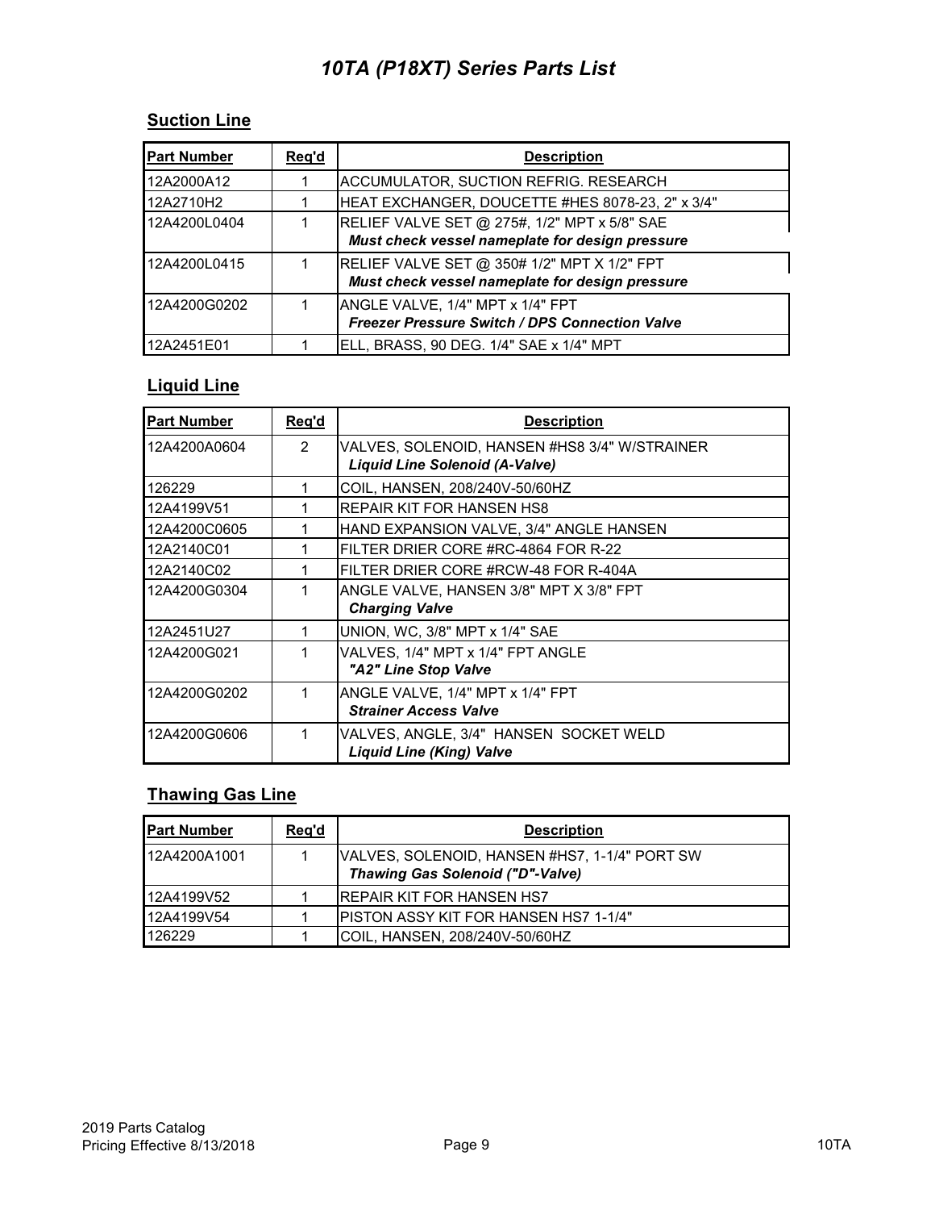# 10TA (P18XT) Series Parts List

## Suction Line

| Part Number | Req'd | Description |
|---|---|---|
| 12A2000A12 | 1 | ACCUMULATOR, SUCTION REFRIG. RESEARCH |
| 12A2710H2 | 1 | HEAT EXCHANGER, DOUCETTE #HES 8078-23, 2" x 3/4" |
| 12A4200L0404 | 1 | RELIEF VALVE SET @ 275#, 1/2" MPT x 5/8" SAE<br>***Must check vessel nameplate for design pressure*** |
| 12A4200L0415 | 1 | RELIEF VALVE SET @ 350# 1/2" MPT X 1/2" FPT<br>***Must check vessel nameplate for design pressure*** |
| 12A4200G0202 | 1 | ANGLE VALVE, 1/4" MPT x 1/4" FPT<br>***Freezer Pressure Switch / DPS Connection Valve*** |
| 12A2451E01 | 1 | ELL, BRASS, 90 DEG. 1/4" SAE x 1/4" MPT |

## Liquid Line

| Part Number | Req'd | Description |
|---|---|---|
| 12A4200A0604 | 2 | VALVES, SOLENOID, HANSEN #HS8 3/4" W/STRAINER<br>***Liquid Line Solenoid (A-Valve)*** |
| 126229 | 1 | COIL, HANSEN, 208/240V-50/60HZ |
| 12A4199V51 | 1 | REPAIR KIT FOR HANSEN HS8 |
| 12A4200C0605 | 1 | HAND EXPANSION VALVE, 3/4" ANGLE HANSEN |
| 12A2140C01 | 1 | FILTER DRIER CORE #RC-4864 FOR R-22 |
| 12A2140C02 | 1 | FILTER DRIER CORE #RCW-48 FOR R-404A |
| 12A4200G0304 | 1 | ANGLE VALVE, HANSEN 3/8" MPT X 3/8" FPT<br>***Charging Valve*** |
| 12A2451U27 | 1 | UNION, WC, 3/8" MPT x 1/4" SAE |
| 12A4200G021 | 1 | VALVES, 1/4" MPT x 1/4" FPT ANGLE<br>***"A2" Line Stop Valve*** |
| 12A4200G0202 | 1 | ANGLE VALVE, 1/4" MPT x 1/4" FPT<br>***Strainer Access Valve*** |
| 12A4200G0606 | 1 | VALVES, ANGLE, 3/4" HANSEN SOCKET WELD<br>***Liquid Line (King) Valve*** |

## Thawing Gas Line

| Part Number | Req'd | Description |
|---|---|---|
| 12A4200A1001 | 1 | VALVES, SOLENOID, HANSEN #HS7, 1-1/4" PORT SW<br>***Thawing Gas Solenoid ("D"-Valve)*** |
| 12A4199V52 | 1 | REPAIR KIT FOR HANSEN HS7 |
| 12A4199V54 | 1 | PISTON ASSY KIT FOR HANSEN HS7 1-1/4" |
| 126229 | 1 | COIL, HANSEN, 208/240V-50/60HZ |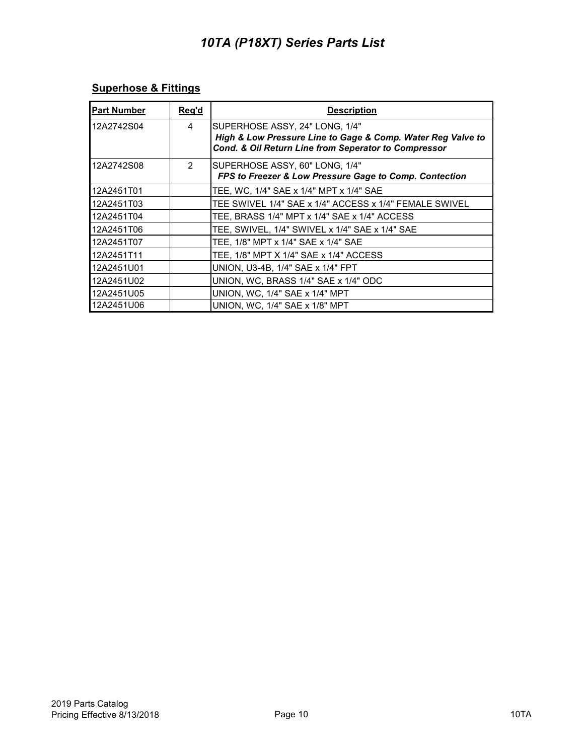# 10TA (P18XT) Series Parts List

## Superhose & Fittings

| Part Number | Req'd | Description |
|---|---|---|
| 12A2742S04 | 4 | SUPERHOSE ASSY, 24" LONG, 1/4" ***High & Low Pressure Line to Gage & Comp. Water Reg Valve to Cond. & Oil Return Line from Seperator to Compressor*** |
| 12A2742S08 | 2 | SUPERHOSE ASSY, 60" LONG, 1/4" ***FPS to Freezer & Low Pressure Gage to Comp. Contection*** |
| 12A2451T01 | | TEE, WC, 1/4" SAE x 1/4" MPT x 1/4" SAE |
| 12A2451T03 | | TEE SWIVEL 1/4" SAE x 1/4" ACCESS x 1/4" FEMALE SWIVEL |
| 12A2451T04 | | TEE, BRASS 1/4" MPT x 1/4" SAE x 1/4" ACCESS |
| 12A2451T06 | | TEE, SWIVEL, 1/4" SWIVEL x 1/4" SAE x 1/4" SAE |
| 12A2451T07 | | TEE, 1/8" MPT x 1/4" SAE x 1/4" SAE |
| 12A2451T11 | | TEE, 1/8" MPT X 1/4" SAE x 1/4" ACCESS |
| 12A2451U01 | | UNION, U3-4B, 1/4" SAE x 1/4" FPT |
| 12A2451U02 | | UNION, WC, BRASS 1/4" SAE x 1/4" ODC |
| 12A2451U05 | | UNION, WC, 1/4" SAE x 1/4" MPT |
| 12A2451U06 | | UNION, WC, 1/4" SAE x 1/8" MPT |